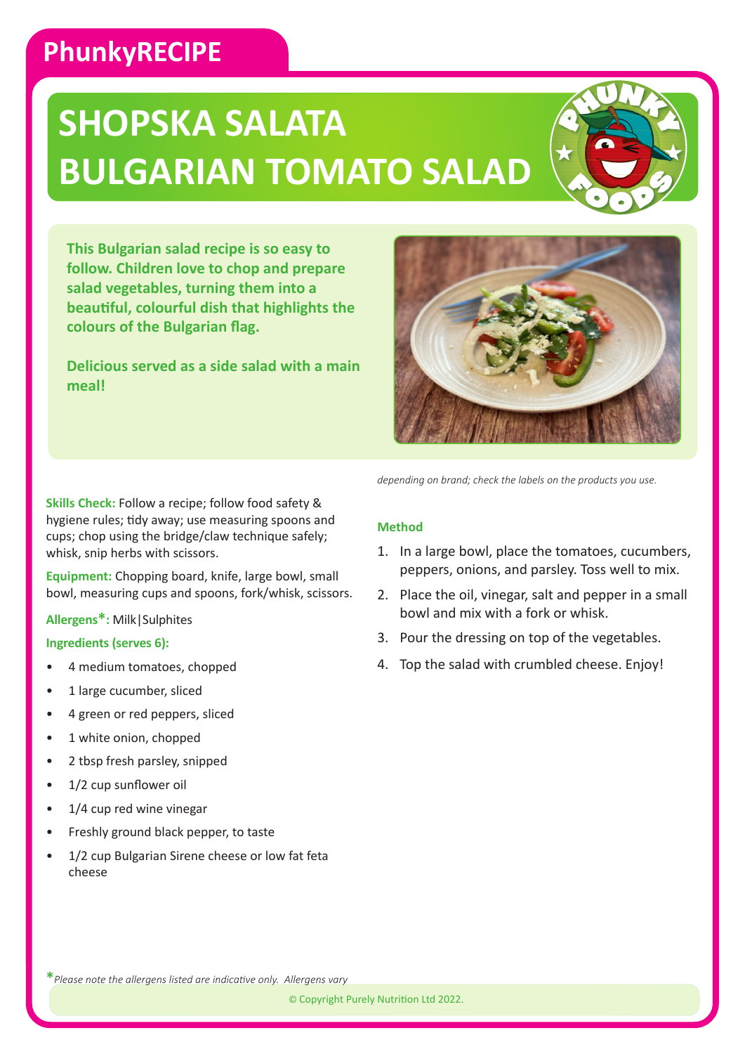PhunkyRECIPE

# SHOPSKA SALATA
# BULGARIAN TOMATO SALAD

**This Bulgarian salad recipe is so easy to follow. Children love to chop and prepare salad vegetables, turning them into a beautiful, colourful dish that highlights the colours of the Bulgarian flag.**

**Delicious served as a side salad with a main meal!**

**Skills Check:** Follow a recipe; follow food safety & hygiene rules; tidy away; use measuring spoons and cups; chop using the bridge/claw technique safely; whisk, snip herbs with scissors.

**Equipment:** Chopping board, knife, large bowl, small bowl, measuring cups and spoons, fork/whisk, scissors.

**Allergens*:** Milk|Sulphites

**Ingredients (serves 6):**

- 4 medium tomatoes, chopped
- 1 large cucumber, sliced
- 4 green or red peppers, sliced
- 1 white onion, chopped
- 2 tbsp fresh parsley, snipped
- 1/2 cup sunflower oil
- 1/4 cup red wine vinegar
- Freshly ground black pepper, to taste
- 1/2 cup Bulgarian Sirene cheese or low fat feta cheese

*\*Please note the allergens listed are indicative only. Allergens vary depending on brand; check the labels on the products you use.*

**Method**

1. In a large bowl, place the tomatoes, cucumbers, peppers, onions, and parsley. Toss well to mix.
2. Place the oil, vinegar, salt and pepper in a small bowl and mix with a fork or whisk.
3. Pour the dressing on top of the vegetables.
4. Top the salad with crumbled cheese. Enjoy!

© Copyright Purely Nutrition Ltd 2022.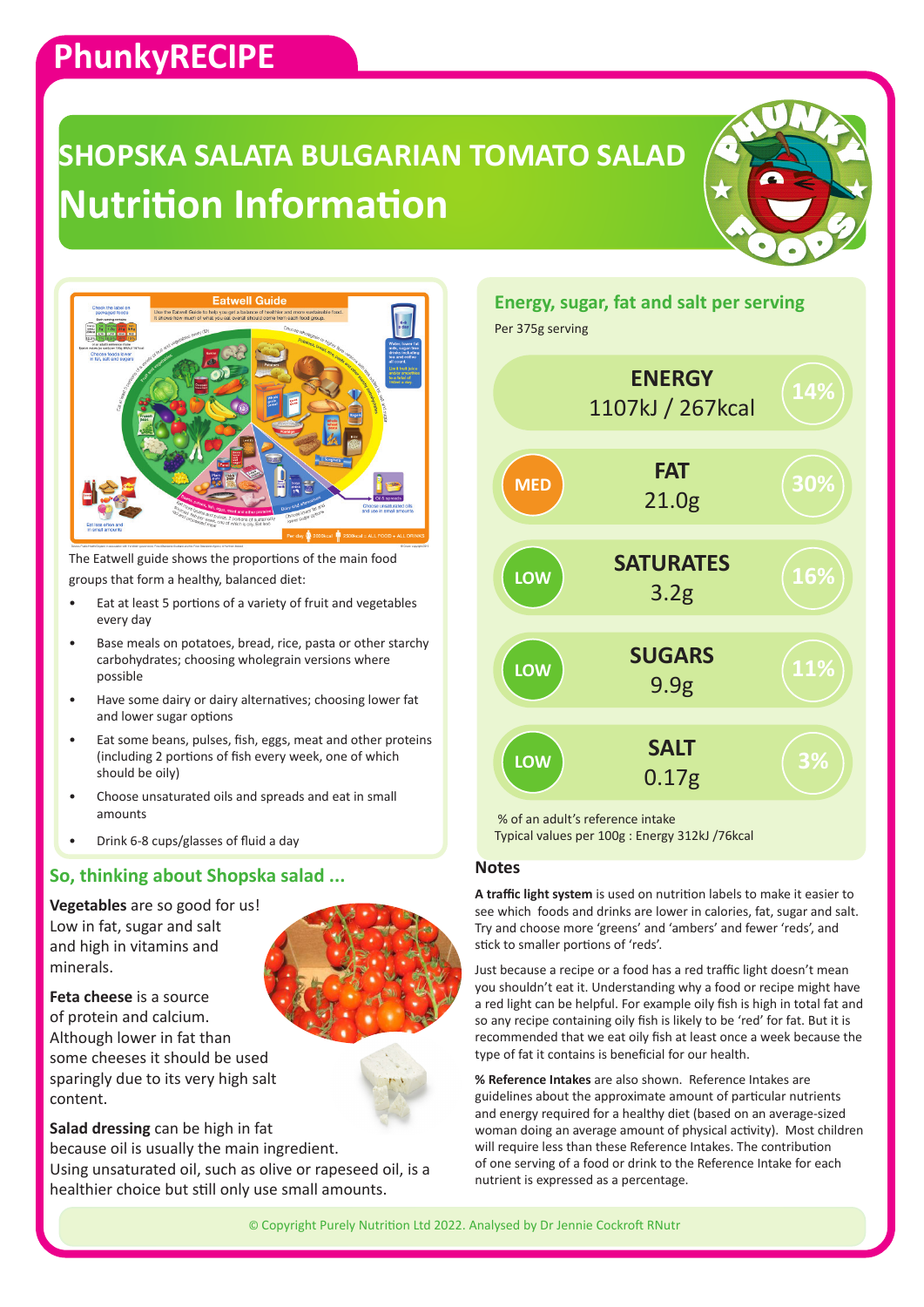# PhunkyRECIPE

## SHOPSKA SALATA BULGARIAN TOMATO SALAD

# Nutrition Information

The Eatwell guide shows the proportions of the main food groups that form a healthy, balanced diet:

- Eat at least 5 portions of a variety of fruit and vegetables every day
- Base meals on potatoes, bread, rice, pasta or other starchy carbohydrates; choosing wholegrain versions where possible
- Have some dairy or dairy alternatives; choosing lower fat and lower sugar options
- Eat some beans, pulses, fish, eggs, meat and other proteins (including 2 portions of fish every week, one of which should be oily)
- Choose unsaturated oils and spreads and eat in small amounts
- Drink 6-8 cups/glasses of fluid a day

## Energy, sugar, fat and salt per serving

Per 375g serving

| | | | |
|---|---|---|---|
| | ENERGY | 1107kJ / 267kcal | 14% |
| MED | FAT | 21.0g | 30% |
| LOW | SATURATES | 3.2g | 16% |
| LOW | SUGARS | 9.9g | 11% |
| LOW | SALT | 0.17g | 3% |

% of an adult's reference intake

Typical values per 100g : Energy 312kJ /76kcal

## So, thinking about Shopska salad ...

**Vegetables** are so good for us! Low in fat, sugar and salt and high in vitamins and minerals.

**Feta cheese** is a source of protein and calcium. Although lower in fat than some cheeses it should be used sparingly due to its very high salt content.

**Salad dressing** can be high in fat because oil is usually the main ingredient. Using unsaturated oil, such as olive or rapeseed oil, is a healthier choice but still only use small amounts.

## Notes

**A traffic light system** is used on nutrition labels to make it easier to see which foods and drinks are lower in calories, fat, sugar and salt. Try and choose more 'greens' and 'ambers' and fewer 'reds', and stick to smaller portions of 'reds'.

Just because a recipe or a food has a red traffic light doesn't mean you shouldn't eat it. Understanding why a food or recipe might have a red light can be helpful. For example oily fish is high in total fat and so any recipe containing oily fish is likely to be 'red' for fat. But it is recommended that we eat oily fish at least once a week because the type of fat it contains is beneficial for our health.

**% Reference Intakes** are also shown. Reference Intakes are guidelines about the approximate amount of particular nutrients and energy required for a healthy diet (based on an average-sized woman doing an average amount of physical activity). Most children will require less than these Reference Intakes. The contribution of one serving of a food or drink to the Reference Intake for each nutrient is expressed as a percentage.

© Copyright Purely Nutrition Ltd 2022. Analysed by Dr Jennie Cockroft RNutr